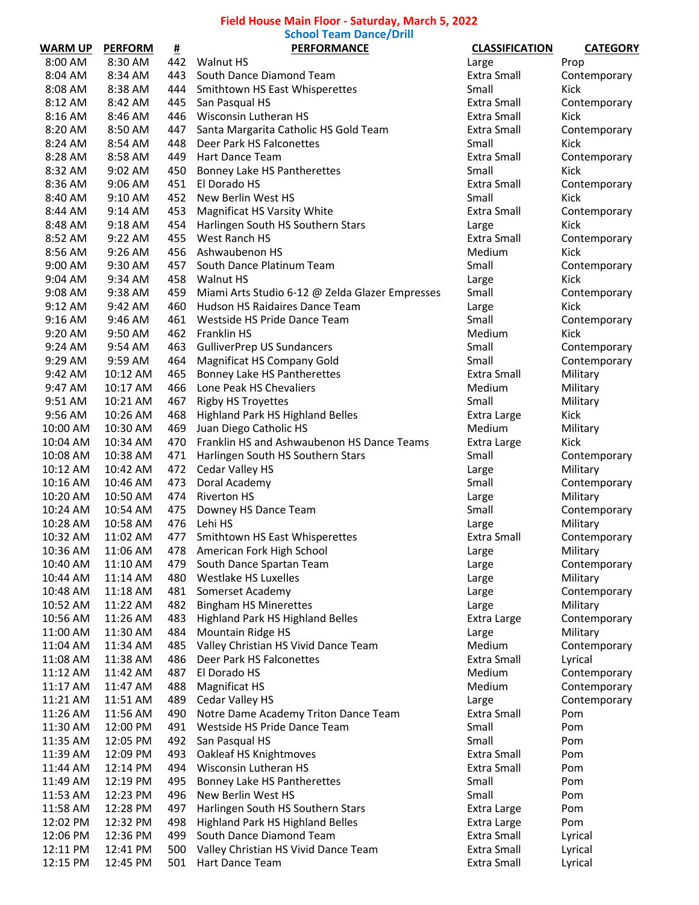## Field House Main Floor - Saturday, March 5, 2022

### School Team Dance/Drill

| WARM UP | PERFORM | # | PERFORMANCE | CLASSIFICATION | CATEGORY |
|---|---|---|---|---|---|
| 8:00 AM | 8:30 AM | 442 | Walnut HS | Large | Prop |
| 8:04 AM | 8:34 AM | 443 | South Dance Diamond Team | Extra Small | Contemporary |
| 8:08 AM | 8:38 AM | 444 | Smithtown HS East Whisperettes | Small | Kick |
| 8:12 AM | 8:42 AM | 445 | San Pasqual HS | Extra Small | Contemporary |
| 8:16 AM | 8:46 AM | 446 | Wisconsin Lutheran HS | Extra Small | Kick |
| 8:20 AM | 8:50 AM | 447 | Santa Margarita Catholic HS Gold Team | Extra Small | Contemporary |
| 8:24 AM | 8:54 AM | 448 | Deer Park HS Falconettes | Small | Kick |
| 8:28 AM | 8:58 AM | 449 | Hart Dance Team | Extra Small | Contemporary |
| 8:32 AM | 9:02 AM | 450 | Bonney Lake HS Pantherettes | Small | Kick |
| 8:36 AM | 9:06 AM | 451 | El Dorado HS | Extra Small | Contemporary |
| 8:40 AM | 9:10 AM | 452 | New Berlin West HS | Small | Kick |
| 8:44 AM | 9:14 AM | 453 | Magnificat HS Varsity White | Extra Small | Contemporary |
| 8:48 AM | 9:18 AM | 454 | Harlingen South HS Southern Stars | Large | Kick |
| 8:52 AM | 9:22 AM | 455 | West Ranch HS | Extra Small | Contemporary |
| 8:56 AM | 9:26 AM | 456 | Ashwaubenon HS | Medium | Kick |
| 9:00 AM | 9:30 AM | 457 | South Dance Platinum Team | Small | Contemporary |
| 9:04 AM | 9:34 AM | 458 | Walnut HS | Large | Kick |
| 9:08 AM | 9:38 AM | 459 | Miami Arts Studio 6-12 @ Zelda Glazer Empresses | Small | Contemporary |
| 9:12 AM | 9:42 AM | 460 | Hudson HS Raidaires Dance Team | Large | Kick |
| 9:16 AM | 9:46 AM | 461 | Westside HS Pride Dance Team | Small | Contemporary |
| 9:20 AM | 9:50 AM | 462 | Franklin HS | Medium | Kick |
| 9:24 AM | 9:54 AM | 463 | GulliverPrep US Sundancers | Small | Contemporary |
| 9:29 AM | 9:59 AM | 464 | Magnificat HS Company Gold | Small | Contemporary |
| 9:42 AM | 10:12 AM | 465 | Bonney Lake HS Pantherettes | Extra Small | Military |
| 9:47 AM | 10:17 AM | 466 | Lone Peak HS Chevaliers | Medium | Military |
| 9:51 AM | 10:21 AM | 467 | Rigby HS Troyettes | Small | Military |
| 9:56 AM | 10:26 AM | 468 | Highland Park HS Highland Belles | Extra Large | Kick |
| 10:00 AM | 10:30 AM | 469 | Juan Diego Catholic HS | Medium | Military |
| 10:04 AM | 10:34 AM | 470 | Franklin HS and Ashwaubenon HS Dance Teams | Extra Large | Kick |
| 10:08 AM | 10:38 AM | 471 | Harlingen South HS Southern Stars | Small | Contemporary |
| 10:12 AM | 10:42 AM | 472 | Cedar Valley HS | Large | Military |
| 10:16 AM | 10:46 AM | 473 | Doral Academy | Small | Contemporary |
| 10:20 AM | 10:50 AM | 474 | Riverton HS | Large | Military |
| 10:24 AM | 10:54 AM | 475 | Downey HS Dance Team | Small | Contemporary |
| 10:28 AM | 10:58 AM | 476 | Lehi HS | Large | Military |
| 10:32 AM | 11:02 AM | 477 | Smithtown HS East Whisperettes | Extra Small | Contemporary |
| 10:36 AM | 11:06 AM | 478 | American Fork High School | Large | Military |
| 10:40 AM | 11:10 AM | 479 | South Dance Spartan Team | Large | Contemporary |
| 10:44 AM | 11:14 AM | 480 | Westlake HS Luxelles | Large | Military |
| 10:48 AM | 11:18 AM | 481 | Somerset Academy | Large | Contemporary |
| 10:52 AM | 11:22 AM | 482 | Bingham HS Minerettes | Large | Military |
| 10:56 AM | 11:26 AM | 483 | Highland Park HS Highland Belles | Extra Large | Contemporary |
| 11:00 AM | 11:30 AM | 484 | Mountain Ridge HS | Large | Military |
| 11:04 AM | 11:34 AM | 485 | Valley Christian HS Vivid Dance Team | Medium | Contemporary |
| 11:08 AM | 11:38 AM | 486 | Deer Park HS Falconettes | Extra Small | Lyrical |
| 11:12 AM | 11:42 AM | 487 | El Dorado HS | Medium | Contemporary |
| 11:17 AM | 11:47 AM | 488 | Magnificat HS | Medium | Contemporary |
| 11:21 AM | 11:51 AM | 489 | Cedar Valley HS | Large | Contemporary |
| 11:26 AM | 11:56 AM | 490 | Notre Dame Academy Triton Dance Team | Extra Small | Pom |
| 11:30 AM | 12:00 PM | 491 | Westside HS Pride Dance Team | Small | Pom |
| 11:35 AM | 12:05 PM | 492 | San Pasqual HS | Small | Pom |
| 11:39 AM | 12:09 PM | 493 | Oakleaf HS Knightmoves | Extra Small | Pom |
| 11:44 AM | 12:14 PM | 494 | Wisconsin Lutheran HS | Extra Small | Pom |
| 11:49 AM | 12:19 PM | 495 | Bonney Lake HS Pantherettes | Small | Pom |
| 11:53 AM | 12:23 PM | 496 | New Berlin West HS | Small | Pom |
| 11:58 AM | 12:28 PM | 497 | Harlingen South HS Southern Stars | Extra Large | Pom |
| 12:02 PM | 12:32 PM | 498 | Highland Park HS Highland Belles | Extra Large | Pom |
| 12:06 PM | 12:36 PM | 499 | South Dance Diamond Team | Extra Small | Lyrical |
| 12:11 PM | 12:41 PM | 500 | Valley Christian HS Vivid Dance Team | Extra Small | Lyrical |
| 12:15 PM | 12:45 PM | 501 | Hart Dance Team | Extra Small | Lyrical |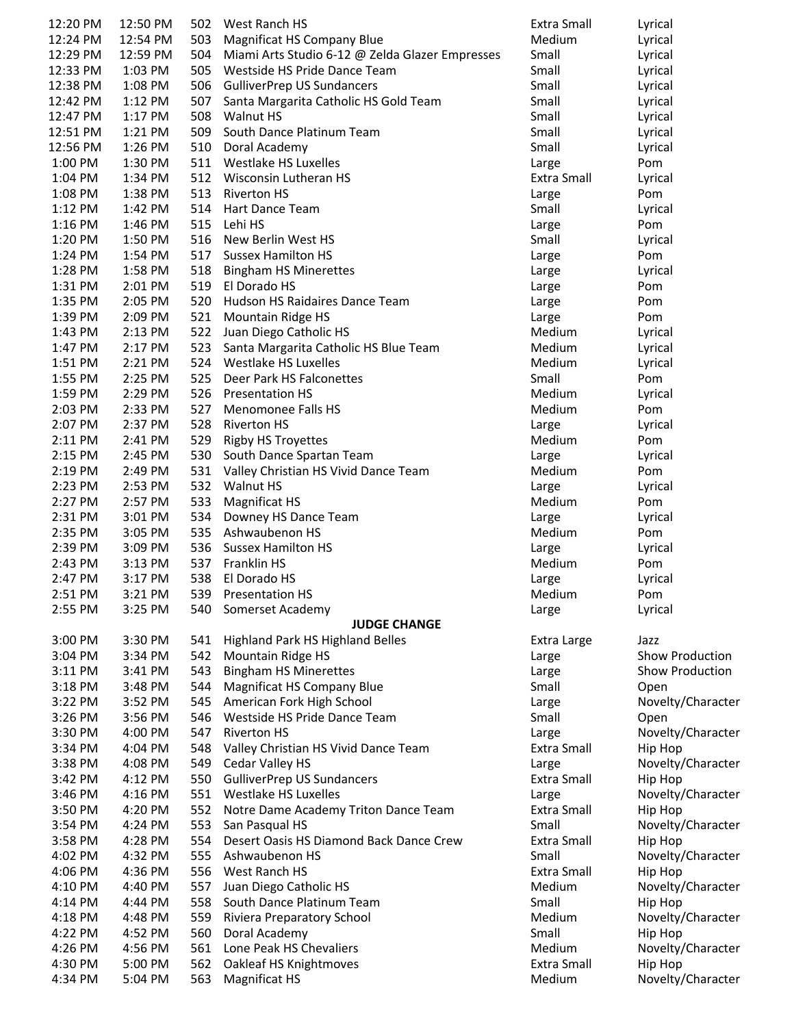| | | | | | |
|---|---|---|---|---|---|
| 12:20 PM | 12:50 PM | 502 | West Ranch HS | Extra Small | Lyrical |
| 12:24 PM | 12:54 PM | 503 | Magnificat HS Company Blue | Medium | Lyrical |
| 12:29 PM | 12:59 PM | 504 | Miami Arts Studio 6-12 @ Zelda Glazer Empresses | Small | Lyrical |
| 12:33 PM | 1:03 PM | 505 | Westside HS Pride Dance Team | Small | Lyrical |
| 12:38 PM | 1:08 PM | 506 | GulliverPrep US Sundancers | Small | Lyrical |
| 12:42 PM | 1:12 PM | 507 | Santa Margarita Catholic HS Gold Team | Small | Lyrical |
| 12:47 PM | 1:17 PM | 508 | Walnut HS | Small | Lyrical |
| 12:51 PM | 1:21 PM | 509 | South Dance Platinum Team | Small | Lyrical |
| 12:56 PM | 1:26 PM | 510 | Doral Academy | Small | Lyrical |
| 1:00 PM | 1:30 PM | 511 | Westlake HS Luxelles | Large | Pom |
| 1:04 PM | 1:34 PM | 512 | Wisconsin Lutheran HS | Extra Small | Lyrical |
| 1:08 PM | 1:38 PM | 513 | Riverton HS | Large | Pom |
| 1:12 PM | 1:42 PM | 514 | Hart Dance Team | Small | Lyrical |
| 1:16 PM | 1:46 PM | 515 | Lehi HS | Large | Pom |
| 1:20 PM | 1:50 PM | 516 | New Berlin West HS | Small | Lyrical |
| 1:24 PM | 1:54 PM | 517 | Sussex Hamilton HS | Large | Pom |
| 1:28 PM | 1:58 PM | 518 | Bingham HS Minerettes | Large | Lyrical |
| 1:31 PM | 2:01 PM | 519 | El Dorado HS | Large | Pom |
| 1:35 PM | 2:05 PM | 520 | Hudson HS Raidaires Dance Team | Large | Pom |
| 1:39 PM | 2:09 PM | 521 | Mountain Ridge HS | Large | Pom |
| 1:43 PM | 2:13 PM | 522 | Juan Diego Catholic HS | Medium | Lyrical |
| 1:47 PM | 2:17 PM | 523 | Santa Margarita Catholic HS Blue Team | Medium | Lyrical |
| 1:51 PM | 2:21 PM | 524 | Westlake HS Luxelles | Medium | Lyrical |
| 1:55 PM | 2:25 PM | 525 | Deer Park HS Falconettes | Small | Pom |
| 1:59 PM | 2:29 PM | 526 | Presentation HS | Medium | Lyrical |
| 2:03 PM | 2:33 PM | 527 | Menomonee Falls HS | Medium | Pom |
| 2:07 PM | 2:37 PM | 528 | Riverton HS | Large | Lyrical |
| 2:11 PM | 2:41 PM | 529 | Rigby HS Troyettes | Medium | Pom |
| 2:15 PM | 2:45 PM | 530 | South Dance Spartan Team | Large | Lyrical |
| 2:19 PM | 2:49 PM | 531 | Valley Christian HS Vivid Dance Team | Medium | Pom |
| 2:23 PM | 2:53 PM | 532 | Walnut HS | Large | Lyrical |
| 2:27 PM | 2:57 PM | 533 | Magnificat HS | Medium | Pom |
| 2:31 PM | 3:01 PM | 534 | Downey HS Dance Team | Large | Lyrical |
| 2:35 PM | 3:05 PM | 535 | Ashwaubenon HS | Medium | Pom |
| 2:39 PM | 3:09 PM | 536 | Sussex Hamilton HS | Large | Lyrical |
| 2:43 PM | 3:13 PM | 537 | Franklin HS | Medium | Pom |
| 2:47 PM | 3:17 PM | 538 | El Dorado HS | Large | Lyrical |
| 2:51 PM | 3:21 PM | 539 | Presentation HS | Medium | Pom |
| 2:55 PM | 3:25 PM | 540 | Somerset Academy | Large | Lyrical |
| | | | **JUDGE CHANGE** | | |
| 3:00 PM | 3:30 PM | 541 | Highland Park HS Highland Belles | Extra Large | Jazz |
| 3:04 PM | 3:34 PM | 542 | Mountain Ridge HS | Large | Show Production |
| 3:11 PM | 3:41 PM | 543 | Bingham HS Minerettes | Large | Show Production |
| 3:18 PM | 3:48 PM | 544 | Magnificat HS Company Blue | Small | Open |
| 3:22 PM | 3:52 PM | 545 | American Fork High School | Large | Novelty/Character |
| 3:26 PM | 3:56 PM | 546 | Westside HS Pride Dance Team | Small | Open |
| 3:30 PM | 4:00 PM | 547 | Riverton HS | Large | Novelty/Character |
| 3:34 PM | 4:04 PM | 548 | Valley Christian HS Vivid Dance Team | Extra Small | Hip Hop |
| 3:38 PM | 4:08 PM | 549 | Cedar Valley HS | Large | Novelty/Character |
| 3:42 PM | 4:12 PM | 550 | GulliverPrep US Sundancers | Extra Small | Hip Hop |
| 3:46 PM | 4:16 PM | 551 | Westlake HS Luxelles | Large | Novelty/Character |
| 3:50 PM | 4:20 PM | 552 | Notre Dame Academy Triton Dance Team | Extra Small | Hip Hop |
| 3:54 PM | 4:24 PM | 553 | San Pasqual HS | Small | Novelty/Character |
| 3:58 PM | 4:28 PM | 554 | Desert Oasis HS Diamond Back Dance Crew | Extra Small | Hip Hop |
| 4:02 PM | 4:32 PM | 555 | Ashwaubenon HS | Small | Novelty/Character |
| 4:06 PM | 4:36 PM | 556 | West Ranch HS | Extra Small | Hip Hop |
| 4:10 PM | 4:40 PM | 557 | Juan Diego Catholic HS | Medium | Novelty/Character |
| 4:14 PM | 4:44 PM | 558 | South Dance Platinum Team | Small | Hip Hop |
| 4:18 PM | 4:48 PM | 559 | Riviera Preparatory School | Medium | Novelty/Character |
| 4:22 PM | 4:52 PM | 560 | Doral Academy | Small | Hip Hop |
| 4:26 PM | 4:56 PM | 561 | Lone Peak HS Chevaliers | Medium | Novelty/Character |
| 4:30 PM | 5:00 PM | 562 | Oakleaf HS Knightmoves | Extra Small | Hip Hop |
| 4:34 PM | 5:04 PM | 563 | Magnificat HS | Medium | Novelty/Character |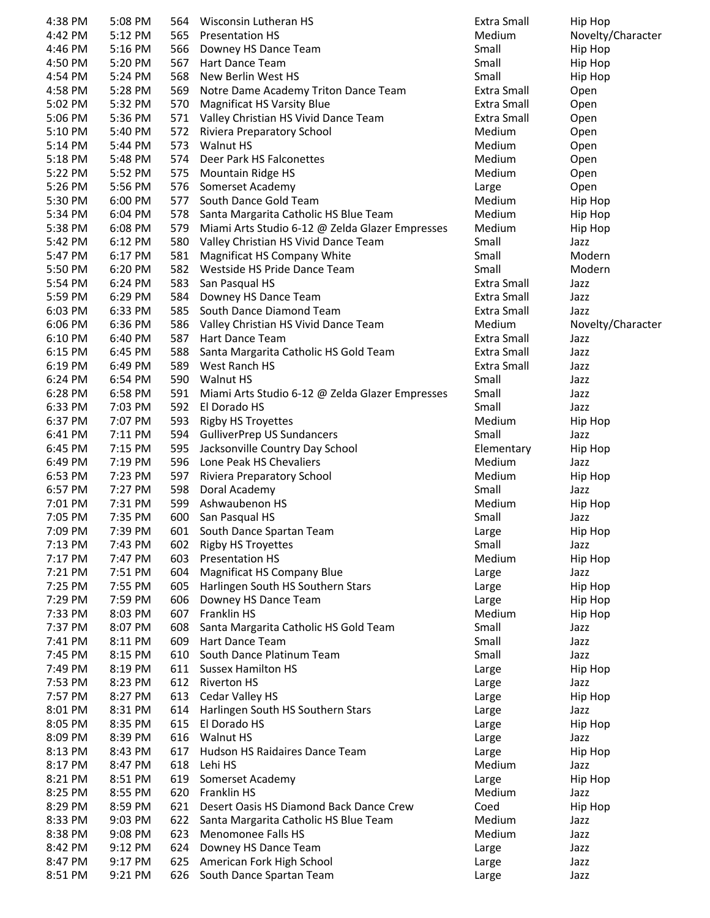| | | | | | |
|---|---|---|---|---|---|
| 4:38 PM | 5:08 PM | 564 | Wisconsin Lutheran HS | Extra Small | Hip Hop |
| 4:42 PM | 5:12 PM | 565 | Presentation HS | Medium | Novelty/Character |
| 4:46 PM | 5:16 PM | 566 | Downey HS Dance Team | Small | Hip Hop |
| 4:50 PM | 5:20 PM | 567 | Hart Dance Team | Small | Hip Hop |
| 4:54 PM | 5:24 PM | 568 | New Berlin West HS | Small | Hip Hop |
| 4:58 PM | 5:28 PM | 569 | Notre Dame Academy Triton Dance Team | Extra Small | Open |
| 5:02 PM | 5:32 PM | 570 | Magnificat HS Varsity Blue | Extra Small | Open |
| 5:06 PM | 5:36 PM | 571 | Valley Christian HS Vivid Dance Team | Extra Small | Open |
| 5:10 PM | 5:40 PM | 572 | Riviera Preparatory School | Medium | Open |
| 5:14 PM | 5:44 PM | 573 | Walnut HS | Medium | Open |
| 5:18 PM | 5:48 PM | 574 | Deer Park HS Falconettes | Medium | Open |
| 5:22 PM | 5:52 PM | 575 | Mountain Ridge HS | Medium | Open |
| 5:26 PM | 5:56 PM | 576 | Somerset Academy | Large | Open |
| 5:30 PM | 6:00 PM | 577 | South Dance Gold Team | Medium | Hip Hop |
| 5:34 PM | 6:04 PM | 578 | Santa Margarita Catholic HS Blue Team | Medium | Hip Hop |
| 5:38 PM | 6:08 PM | 579 | Miami Arts Studio 6-12 @ Zelda Glazer Empresses | Medium | Hip Hop |
| 5:42 PM | 6:12 PM | 580 | Valley Christian HS Vivid Dance Team | Small | Jazz |
| 5:47 PM | 6:17 PM | 581 | Magnificat HS Company White | Small | Modern |
| 5:50 PM | 6:20 PM | 582 | Westside HS Pride Dance Team | Small | Modern |
| 5:54 PM | 6:24 PM | 583 | San Pasqual HS | Extra Small | Jazz |
| 5:59 PM | 6:29 PM | 584 | Downey HS Dance Team | Extra Small | Jazz |
| 6:03 PM | 6:33 PM | 585 | South Dance Diamond Team | Extra Small | Jazz |
| 6:06 PM | 6:36 PM | 586 | Valley Christian HS Vivid Dance Team | Medium | Novelty/Character |
| 6:10 PM | 6:40 PM | 587 | Hart Dance Team | Extra Small | Jazz |
| 6:15 PM | 6:45 PM | 588 | Santa Margarita Catholic HS Gold Team | Extra Small | Jazz |
| 6:19 PM | 6:49 PM | 589 | West Ranch HS | Extra Small | Jazz |
| 6:24 PM | 6:54 PM | 590 | Walnut HS | Small | Jazz |
| 6:28 PM | 6:58 PM | 591 | Miami Arts Studio 6-12 @ Zelda Glazer Empresses | Small | Jazz |
| 6:33 PM | 7:03 PM | 592 | El Dorado HS | Small | Jazz |
| 6:37 PM | 7:07 PM | 593 | Rigby HS Troyettes | Medium | Hip Hop |
| 6:41 PM | 7:11 PM | 594 | GulliverPrep US Sundancers | Small | Jazz |
| 6:45 PM | 7:15 PM | 595 | Jacksonville Country Day School | Elementary | Hip Hop |
| 6:49 PM | 7:19 PM | 596 | Lone Peak HS Chevaliers | Medium | Jazz |
| 6:53 PM | 7:23 PM | 597 | Riviera Preparatory School | Medium | Hip Hop |
| 6:57 PM | 7:27 PM | 598 | Doral Academy | Small | Jazz |
| 7:01 PM | 7:31 PM | 599 | Ashwaubenon HS | Medium | Hip Hop |
| 7:05 PM | 7:35 PM | 600 | San Pasqual HS | Small | Jazz |
| 7:09 PM | 7:39 PM | 601 | South Dance Spartan Team | Large | Hip Hop |
| 7:13 PM | 7:43 PM | 602 | Rigby HS Troyettes | Small | Jazz |
| 7:17 PM | 7:47 PM | 603 | Presentation HS | Medium | Hip Hop |
| 7:21 PM | 7:51 PM | 604 | Magnificat HS Company Blue | Large | Jazz |
| 7:25 PM | 7:55 PM | 605 | Harlingen South HS Southern Stars | Large | Hip Hop |
| 7:29 PM | 7:59 PM | 606 | Downey HS Dance Team | Large | Hip Hop |
| 7:33 PM | 8:03 PM | 607 | Franklin HS | Medium | Hip Hop |
| 7:37 PM | 8:07 PM | 608 | Santa Margarita Catholic HS Gold Team | Small | Jazz |
| 7:41 PM | 8:11 PM | 609 | Hart Dance Team | Small | Jazz |
| 7:45 PM | 8:15 PM | 610 | South Dance Platinum Team | Small | Jazz |
| 7:49 PM | 8:19 PM | 611 | Sussex Hamilton HS | Large | Hip Hop |
| 7:53 PM | 8:23 PM | 612 | Riverton HS | Large | Jazz |
| 7:57 PM | 8:27 PM | 613 | Cedar Valley HS | Large | Hip Hop |
| 8:01 PM | 8:31 PM | 614 | Harlingen South HS Southern Stars | Large | Jazz |
| 8:05 PM | 8:35 PM | 615 | El Dorado HS | Large | Hip Hop |
| 8:09 PM | 8:39 PM | 616 | Walnut HS | Large | Jazz |
| 8:13 PM | 8:43 PM | 617 | Hudson HS Raidaires Dance Team | Large | Hip Hop |
| 8:17 PM | 8:47 PM | 618 | Lehi HS | Medium | Jazz |
| 8:21 PM | 8:51 PM | 619 | Somerset Academy | Large | Hip Hop |
| 8:25 PM | 8:55 PM | 620 | Franklin HS | Medium | Jazz |
| 8:29 PM | 8:59 PM | 621 | Desert Oasis HS Diamond Back Dance Crew | Coed | Hip Hop |
| 8:33 PM | 9:03 PM | 622 | Santa Margarita Catholic HS Blue Team | Medium | Jazz |
| 8:38 PM | 9:08 PM | 623 | Menomonee Falls HS | Medium | Jazz |
| 8:42 PM | 9:12 PM | 624 | Downey HS Dance Team | Large | Jazz |
| 8:47 PM | 9:17 PM | 625 | American Fork High School | Large | Jazz |
| 8:51 PM | 9:21 PM | 626 | South Dance Spartan Team | Large | Jazz |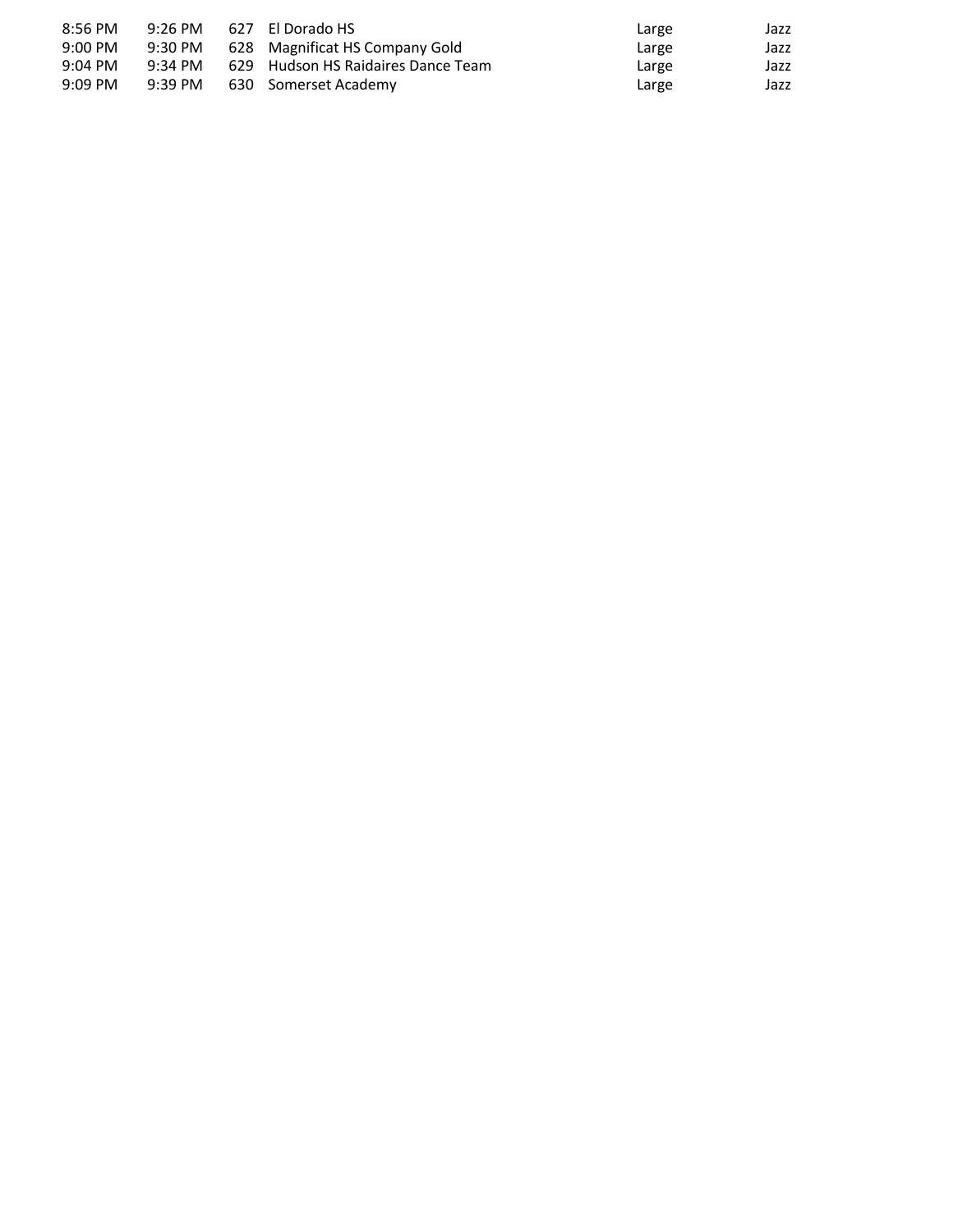| | | | | | |
|---|---|---|---|---|---|
| 8:56 PM | 9:26 PM | 627 | El Dorado HS | Large | Jazz |
| 9:00 PM | 9:30 PM | 628 | Magnificat HS Company Gold | Large | Jazz |
| 9:04 PM | 9:34 PM | 629 | Hudson HS Raidaires Dance Team | Large | Jazz |
| 9:09 PM | 9:39 PM | 630 | Somerset Academy | Large | Jazz |